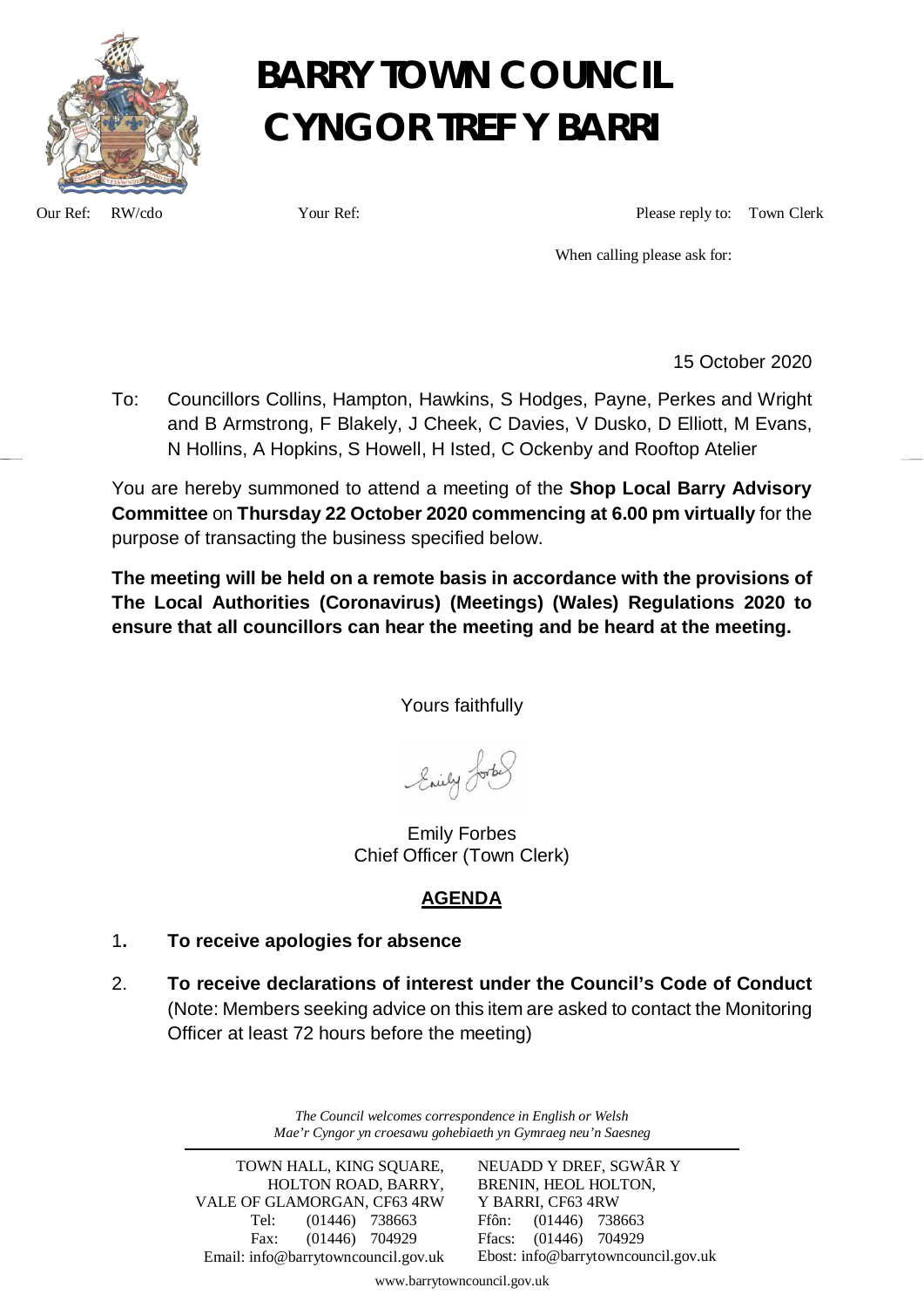# BARRY TOWN COUNCIL
# CYNGOR TREF Y BARRI

Our Ref: RW/cdo Your Ref: Please reply to: Town Clerk

When calling please ask for:

15 October 2020

To: Councillors Collins, Hampton, Hawkins, S Hodges, Payne, Perkes and Wright and B Armstrong, F Blakely, J Cheek, C Davies, V Dusko, D Elliott, M Evans, N Hollins, A Hopkins, S Howell, H Isted, C Ockenby and Rooftop Atelier

You are hereby summoned to attend a meeting of the **Shop Local Barry Advisory Committee** on **Thursday 22 October 2020 commencing at 6.00 pm virtually** for the purpose of transacting the business specified below.

**The meeting will be held on a remote basis in accordance with the provisions of The Local Authorities (Coronavirus) (Meetings) (Wales) Regulations 2020 to ensure that all councillors can hear the meeting and be heard at the meeting.**

Yours faithfully

Emily Forbes
Chief Officer (Town Clerk)

## AGENDA

1. **To receive apologies for absence**

2. **To receive declarations of interest under the Council's Code of Conduct** (Note: Members seeking advice on this item are asked to contact the Monitoring Officer at least 72 hours before the meeting)

*The Council welcomes correspondence in English or Welsh*
*Mae'r Cyngor yn croesawu gohebiaeth yn Gymraeg neu'n Saesneg*

| | |
|---|---|
| TOWN HALL, KING SQUARE, HOLTON ROAD, BARRY, VALE OF GLAMORGAN, CF63 4RW | NEUADD Y DREF, SGWÂR Y BRENIN, HEOL HOLTON, Y BARRI, CF63 4RW |
| Tel: (01446) 738663 | Ffôn: (01446) 738663 |
| Fax: (01446) 704929 | Ffacs: (01446) 704929 |
| Email: info@barrytowncouncil.gov.uk | Ebost: info@barrytowncouncil.gov.uk |

www.barrytowncouncil.gov.uk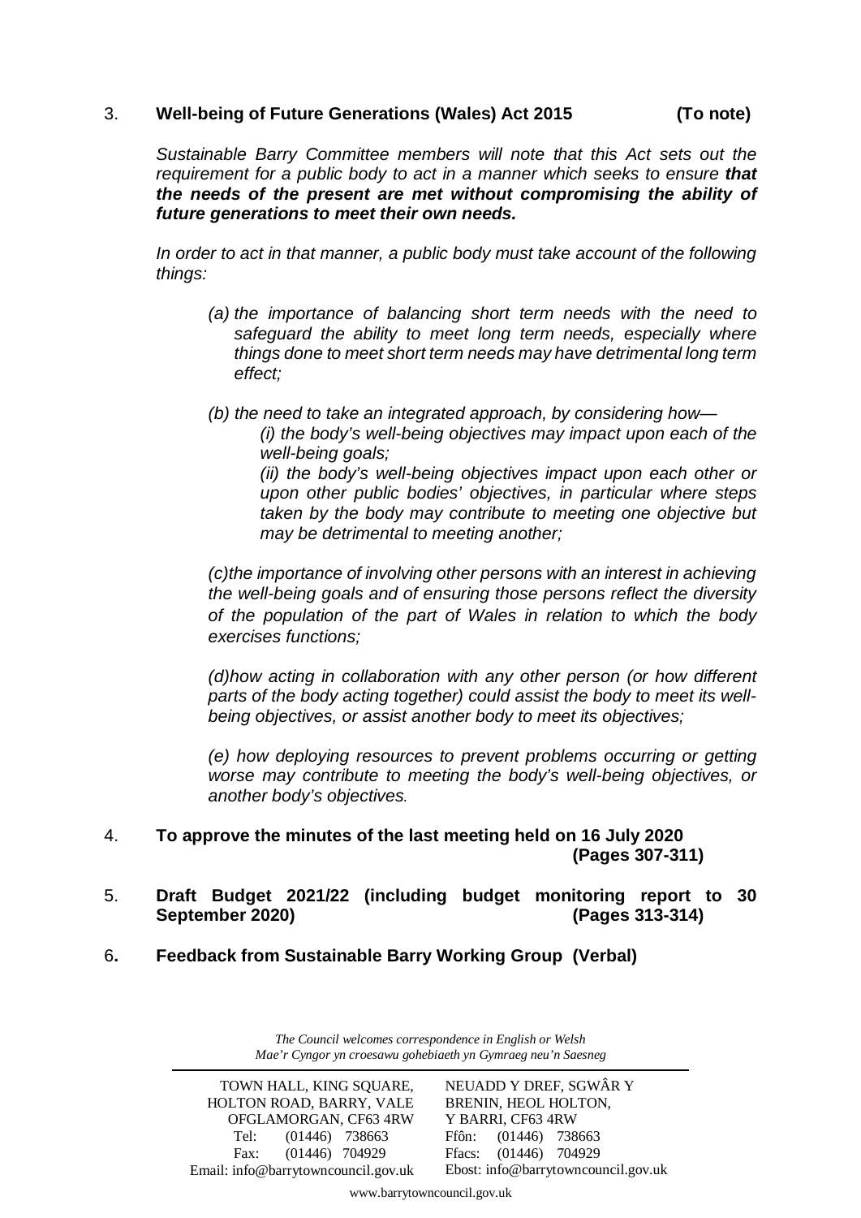3. **Well-being of Future Generations (Wales) Act 2015 (To note)**

*Sustainable Barry Committee members will note that this Act sets out the requirement for a public body to act in a manner which seeks to ensure **that the needs of the present are met without compromising the ability of future generations to meet their own needs.***

*In order to act in that manner, a public body must take account of the following things:*

*(a) the importance of balancing short term needs with the need to safeguard the ability to meet long term needs, especially where things done to meet short term needs may have detrimental long term effect;*

*(b) the need to take an integrated approach, by considering how—*

*(i) the body's well-being objectives may impact upon each of the well-being goals;*

*(ii) the body's well-being objectives impact upon each other or upon other public bodies' objectives, in particular where steps taken by the body may contribute to meeting one objective but may be detrimental to meeting another;*

*(c)the importance of involving other persons with an interest in achieving the well-being goals and of ensuring those persons reflect the diversity of the population of the part of Wales in relation to which the body exercises functions;*

*(d)how acting in collaboration with any other person (or how different parts of the body acting together) could assist the body to meet its well-being objectives, or assist another body to meet its objectives;*

*(e) how deploying resources to prevent problems occurring or getting worse may contribute to meeting the body's well-being objectives, or another body's objectives.*

4. **To approve the minutes of the last meeting held on 16 July 2020 (Pages 307-311)**

5. **Draft Budget 2021/22 (including budget monitoring report to 30 September 2020) (Pages 313-314)**

6. **Feedback from Sustainable Barry Working Group (Verbal)**

*The Council welcomes correspondence in English or Welsh*
*Mae'r Cyngor yn croesawu gohebiaeth yn Gymraeg neu'n Saesneg*

TOWN HALL, KING SQUARE, HOLTON ROAD, BARRY, VALE OFGLAMORGAN, CF63 4RW
Tel: (01446) 738663
Fax: (01446) 704929
Email: info@barrytowncouncil.gov.uk

NEUADD Y DREF, SGWÂR Y BRENIN, HEOL HOLTON, Y BARRI, CF63 4RW
Ffôn: (01446) 738663
Ffacs: (01446) 704929
Ebost: info@barrytowncouncil.gov.uk

www.barrytowncouncil.gov.uk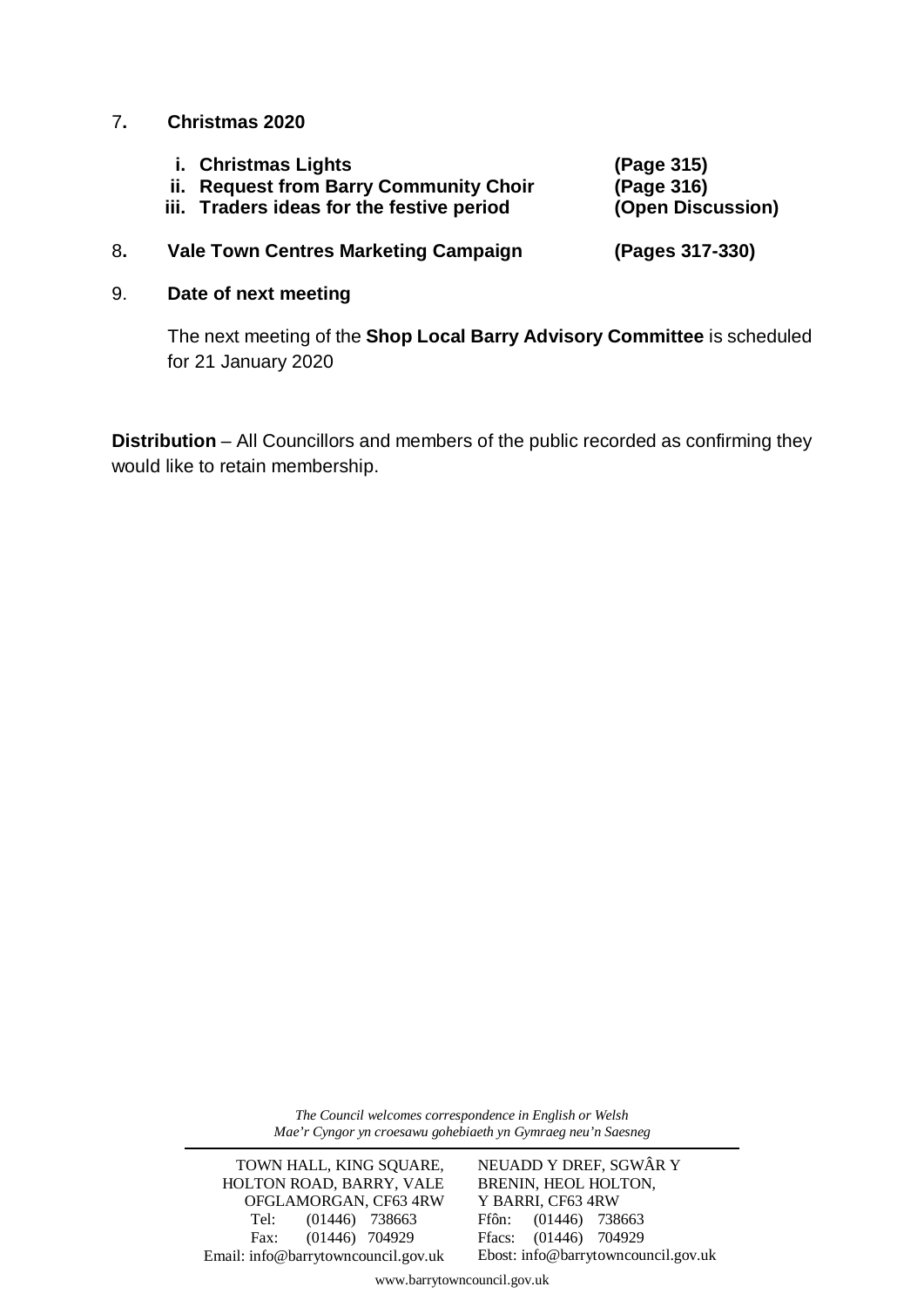7. **Christmas 2020**

   i. **Christmas Lights** **(Page 315)**
   ii. **Request from Barry Community Choir** **(Page 316)**
   iii. **Traders ideas for the festive period** **(Open Discussion)**

8. **Vale Town Centres Marketing Campaign** **(Pages 317-330)**

9. **Date of next meeting**

   The next meeting of the **Shop Local Barry Advisory Committee** is scheduled for 21 January 2020

**Distribution** – All Councillors and members of the public recorded as confirming they would like to retain membership.

*The Council welcomes correspondence in English or Welsh*
*Mae'r Cyngor yn croesawu gohebiaeth yn Gymraeg neu'n Saesneg*

TOWN HALL, KING SQUARE, HOLTON ROAD, BARRY, VALE OFGLAMORGAN, CF63 4RW
Tel: (01446) 738663
Fax: (01446) 704929
Email: info@barrytowncouncil.gov.uk

NEUADD Y DREF, SGWÂR Y BRENIN, HEOL HOLTON, Y BARRI, CF63 4RW
Ffôn: (01446) 738663
Ffacs: (01446) 704929
Ebost: info@barrytowncouncil.gov.uk

www.barrytowncouncil.gov.uk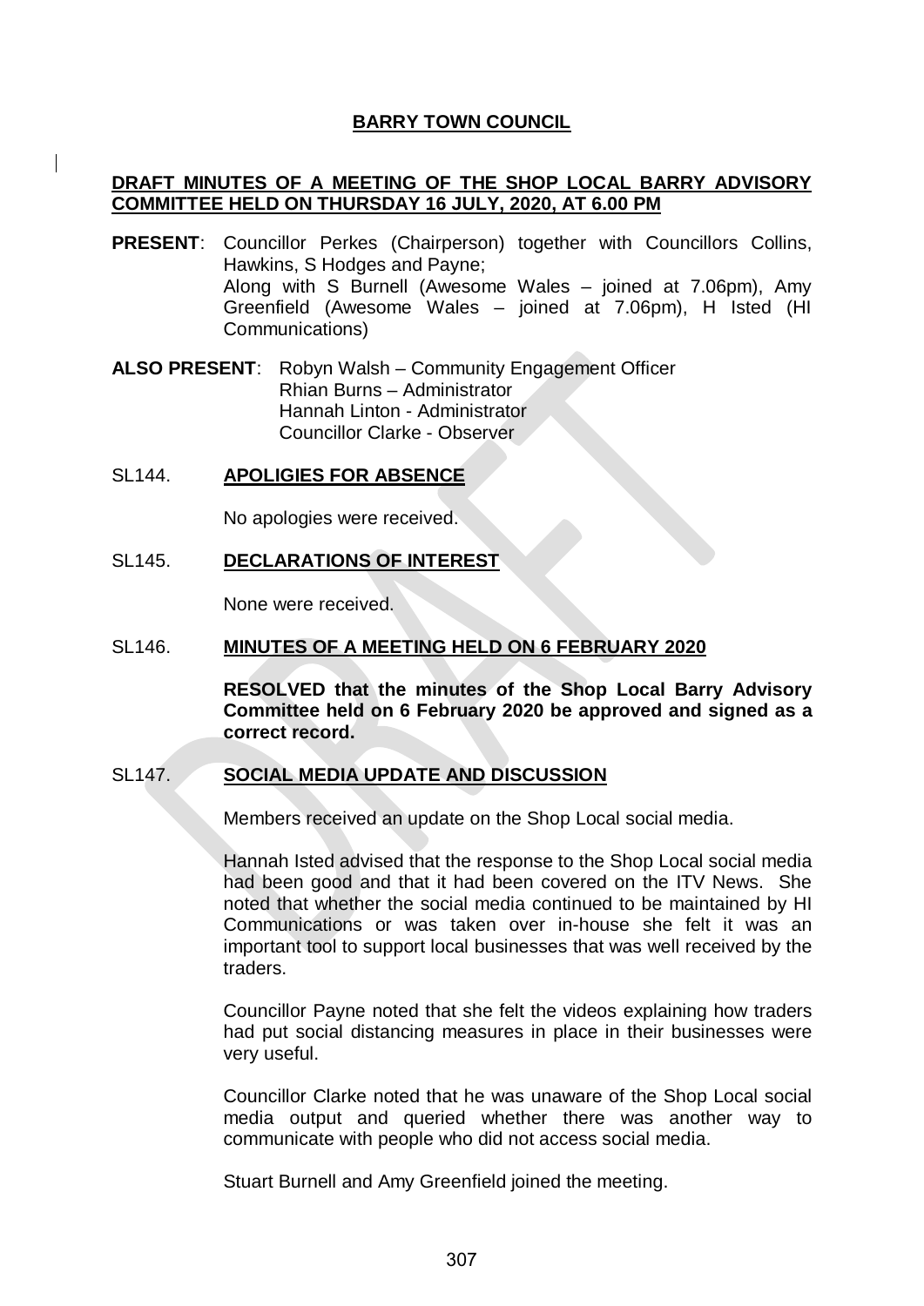# BARRY TOWN COUNCIL

**DRAFT MINUTES OF A MEETING OF THE SHOP LOCAL BARRY ADVISORY COMMITTEE HELD ON THURSDAY 16 JULY, 2020, AT 6.00 PM**

**PRESENT**: Councillor Perkes (Chairperson) together with Councillors Collins, Hawkins, S Hodges and Payne;
Along with S Burnell (Awesome Wales – joined at 7.06pm), Amy Greenfield (Awesome Wales – joined at 7.06pm), H Isted (HI Communications)

**ALSO PRESENT**: Robyn Walsh – Community Engagement Officer
Rhian Burns – Administrator
Hannah Linton - Administrator
Councillor Clarke - Observer

## SL144. APOLIGIES FOR ABSENCE

No apologies were received.

## SL145. DECLARATIONS OF INTEREST

None were received.

## SL146. MINUTES OF A MEETING HELD ON 6 FEBRUARY 2020

**RESOLVED that the minutes of the Shop Local Barry Advisory Committee held on 6 February 2020 be approved and signed as a correct record.**

## SL147. SOCIAL MEDIA UPDATE AND DISCUSSION

Members received an update on the Shop Local social media.

Hannah Isted advised that the response to the Shop Local social media had been good and that it had been covered on the ITV News. She noted that whether the social media continued to be maintained by HI Communications or was taken over in-house she felt it was an important tool to support local businesses that was well received by the traders.

Councillor Payne noted that she felt the videos explaining how traders had put social distancing measures in place in their businesses were very useful.

Councillor Clarke noted that he was unaware of the Shop Local social media output and queried whether there was another way to communicate with people who did not access social media.

Stuart Burnell and Amy Greenfield joined the meeting.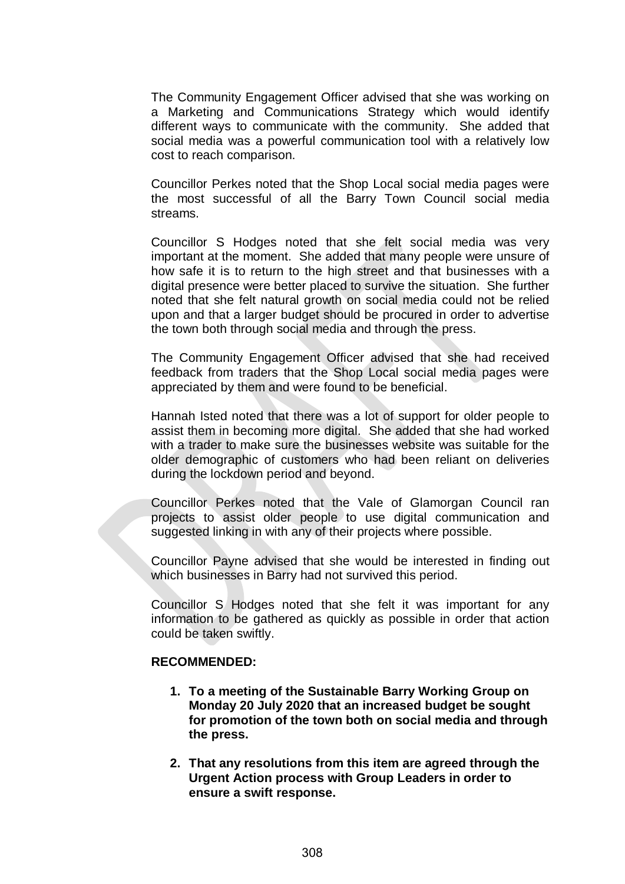The Community Engagement Officer advised that she was working on a Marketing and Communications Strategy which would identify different ways to communicate with the community. She added that social media was a powerful communication tool with a relatively low cost to reach comparison.

Councillor Perkes noted that the Shop Local social media pages were the most successful of all the Barry Town Council social media streams.

Councillor S Hodges noted that she felt social media was very important at the moment. She added that many people were unsure of how safe it is to return to the high street and that businesses with a digital presence were better placed to survive the situation. She further noted that she felt natural growth on social media could not be relied upon and that a larger budget should be procured in order to advertise the town both through social media and through the press.

The Community Engagement Officer advised that she had received feedback from traders that the Shop Local social media pages were appreciated by them and were found to be beneficial.

Hannah Isted noted that there was a lot of support for older people to assist them in becoming more digital. She added that she had worked with a trader to make sure the businesses website was suitable for the older demographic of customers who had been reliant on deliveries during the lockdown period and beyond.

Councillor Perkes noted that the Vale of Glamorgan Council ran projects to assist older people to use digital communication and suggested linking in with any of their projects where possible.

Councillor Payne advised that she would be interested in finding out which businesses in Barry had not survived this period.

Councillor S Hodges noted that she felt it was important for any information to be gathered as quickly as possible in order that action could be taken swiftly.

**RECOMMENDED:**

1. **To a meeting of the Sustainable Barry Working Group on Monday 20 July 2020 that an increased budget be sought for promotion of the town both on social media and through the press.**

2. **That any resolutions from this item are agreed through the Urgent Action process with Group Leaders in order to ensure a swift response.**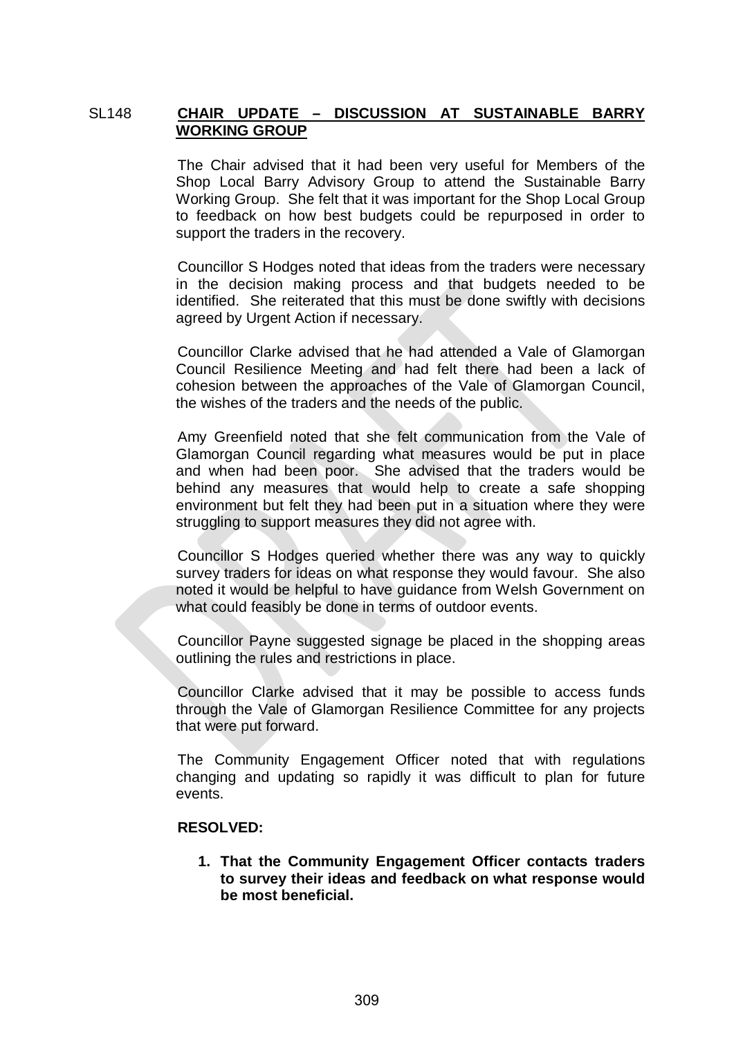## SL148 CHAIR UPDATE – DISCUSSION AT SUSTAINABLE BARRY WORKING GROUP

The Chair advised that it had been very useful for Members of the Shop Local Barry Advisory Group to attend the Sustainable Barry Working Group. She felt that it was important for the Shop Local Group to feedback on how best budgets could be repurposed in order to support the traders in the recovery.

Councillor S Hodges noted that ideas from the traders were necessary in the decision making process and that budgets needed to be identified. She reiterated that this must be done swiftly with decisions agreed by Urgent Action if necessary.

Councillor Clarke advised that he had attended a Vale of Glamorgan Council Resilience Meeting and had felt there had been a lack of cohesion between the approaches of the Vale of Glamorgan Council, the wishes of the traders and the needs of the public.

Amy Greenfield noted that she felt communication from the Vale of Glamorgan Council regarding what measures would be put in place and when had been poor. She advised that the traders would be behind any measures that would help to create a safe shopping environment but felt they had been put in a situation where they were struggling to support measures they did not agree with.

Councillor S Hodges queried whether there was any way to quickly survey traders for ideas on what response they would favour. She also noted it would be helpful to have guidance from Welsh Government on what could feasibly be done in terms of outdoor events.

Councillor Payne suggested signage be placed in the shopping areas outlining the rules and restrictions in place.

Councillor Clarke advised that it may be possible to access funds through the Vale of Glamorgan Resilience Committee for any projects that were put forward.

The Community Engagement Officer noted that with regulations changing and updating so rapidly it was difficult to plan for future events.

**RESOLVED:**

1. **That the Community Engagement Officer contacts traders to survey their ideas and feedback on what response would be most beneficial.**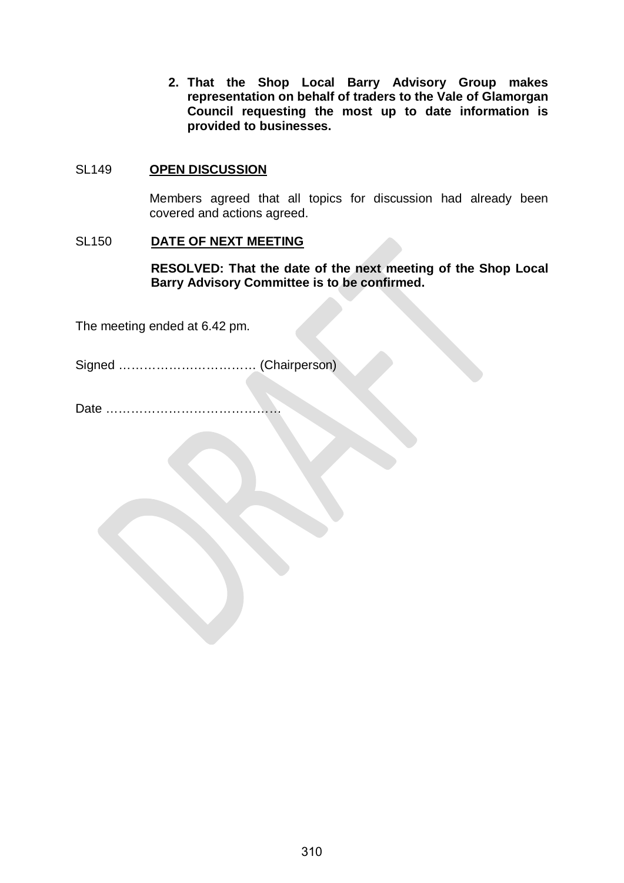2. **That the Shop Local Barry Advisory Group makes representation on behalf of traders to the Vale of Glamorgan Council requesting the most up to date information is provided to businesses.**

SL149 **OPEN DISCUSSION**

Members agreed that all topics for discussion had already been covered and actions agreed.

SL150 **DATE OF NEXT MEETING**

**RESOLVED: That the date of the next meeting of the Shop Local Barry Advisory Committee is to be confirmed.**

The meeting ended at 6.42 pm.

Signed …………………………… (Chairperson)

Date ……………………………………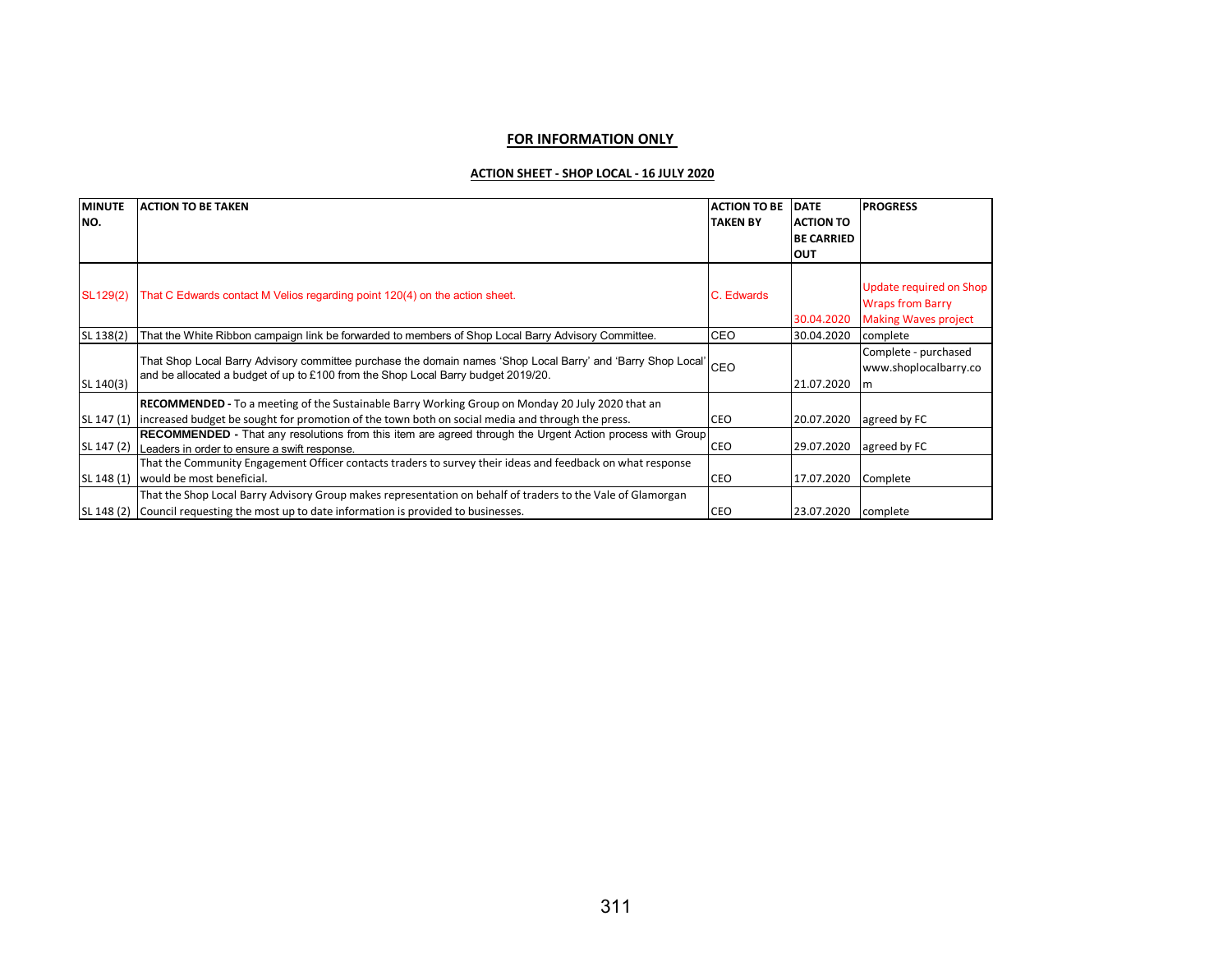**FOR INFORMATION ONLY**

**ACTION SHEET - SHOP LOCAL - 16 JULY 2020**

| MINUTE NO. | ACTION TO BE TAKEN | ACTION TO BE TAKEN BY | DATE ACTION TO BE CARRIED OUT | PROGRESS |
|---|---|---|---|---|
| SL129(2) | That C Edwards contact M Velios regarding point 120(4) on the action sheet. | C. Edwards | 30.04.2020 | Update required on Shop Wraps from Barry Making Waves project |
| SL 138(2) | That the White Ribbon campaign link be forwarded to members of Shop Local Barry Advisory Committee. | CEO | 30.04.2020 | complete |
| SL 140(3) | That Shop Local Barry Advisory committee purchase the domain names 'Shop Local Barry' and 'Barry Shop Local' and be allocated a budget of up to £100 from the Shop Local Barry budget 2019/20. | CEO | 21.07.2020 | Complete - purchased www.shoplocalbarry.com |
| SL 147 (1) | **RECOMMENDED -** To a meeting of the Sustainable Barry Working Group on Monday 20 July 2020 that an increased budget be sought for promotion of the town both on social media and through the press. | CEO | 20.07.2020 | agreed by FC |
| SL 147 (2) | **RECOMMENDED -** That any resolutions from this item are agreed through the Urgent Action process with Group Leaders in order to ensure a swift response. | CEO | 29.07.2020 | agreed by FC |
| SL 148 (1) | That the Community Engagement Officer contacts traders to survey their ideas and feedback on what response would be most beneficial. | CEO | 17.07.2020 | Complete |
| SL 148 (2) | That the Shop Local Barry Advisory Group makes representation on behalf of traders to the Vale of Glamorgan Council requesting the most up to date information is provided to businesses. | CEO | 23.07.2020 | complete |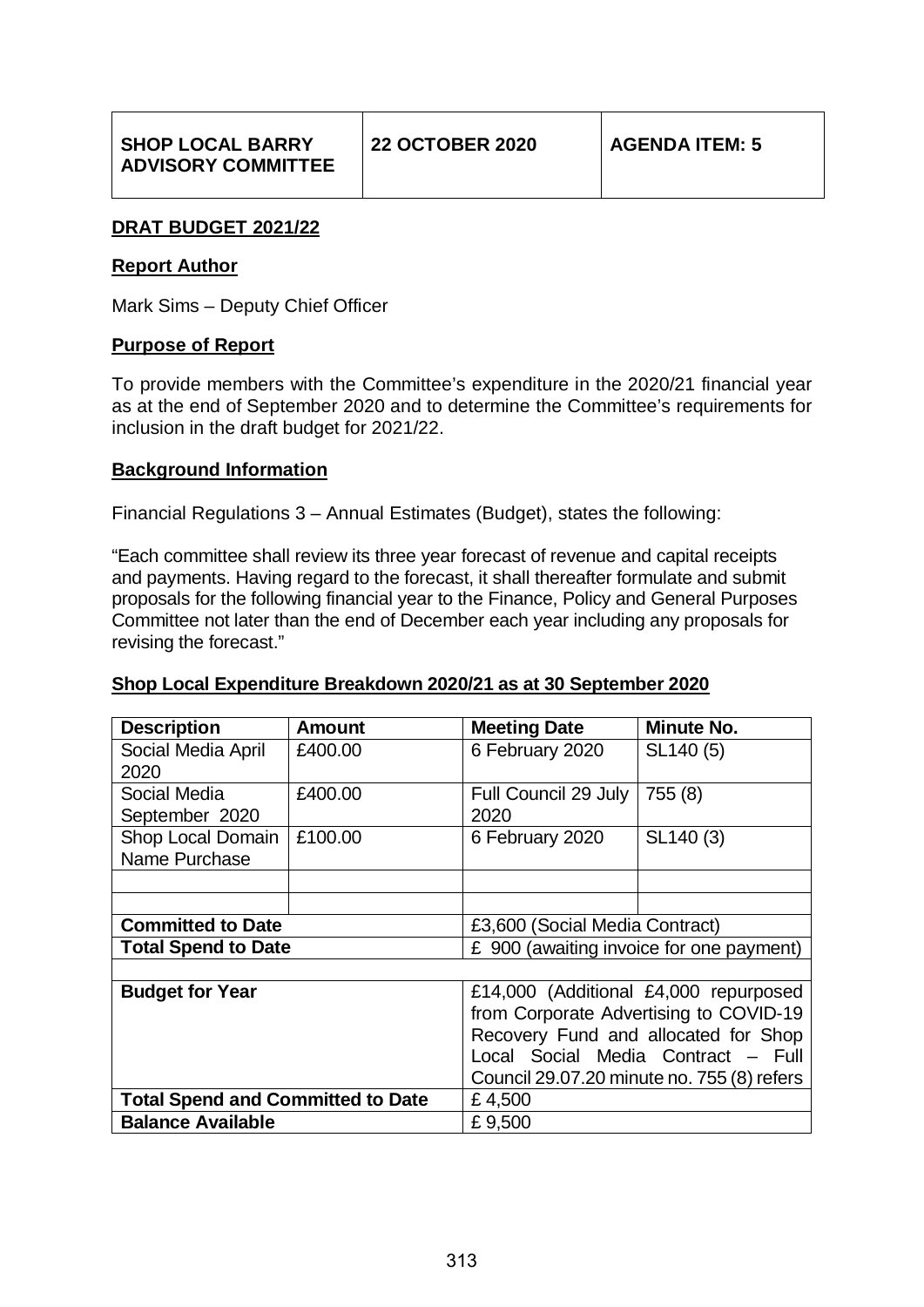| SHOP LOCAL BARRY ADVISORY COMMITTEE | 22 OCTOBER 2020 | AGENDA ITEM: 5 |
|---|---|---|

**DRAT BUDGET 2021/22**

**Report Author**

Mark Sims – Deputy Chief Officer

**Purpose of Report**

To provide members with the Committee's expenditure in the 2020/21 financial year as at the end of September 2020 and to determine the Committee's requirements for inclusion in the draft budget for 2021/22.

**Background Information**

Financial Regulations 3 – Annual Estimates (Budget), states the following:

"Each committee shall review its three year forecast of revenue and capital receipts and payments. Having regard to the forecast, it shall thereafter formulate and submit proposals for the following financial year to the Finance, Policy and General Purposes Committee not later than the end of December each year including any proposals for revising the forecast."

**Shop Local Expenditure Breakdown 2020/21 as at 30 September 2020**

| Description | Amount | Meeting Date | Minute No. |
|---|---|---|---|
| Social Media April 2020 | £400.00 | 6 February 2020 | SL140 (5) |
| Social Media September 2020 | £400.00 | Full Council 29 July 2020 | 755 (8) |
| Shop Local Domain Name Purchase | £100.00 | 6 February 2020 | SL140 (3) |
| | | | |
| | | | |
| **Committed to Date** | | £3,600 (Social Media Contract) | |
| **Total Spend to Date** | | £ 900 (awaiting invoice for one payment) | |
| | | | |
| **Budget for Year** | | £14,000 (Additional £4,000 repurposed from Corporate Advertising to COVID-19 Recovery Fund and allocated for Shop Local Social Media Contract – Full Council 29.07.20 minute no. 755 (8) refers | |
| **Total Spend and Committed to Date** | | £ 4,500 | |
| **Balance Available** | | £ 9,500 | |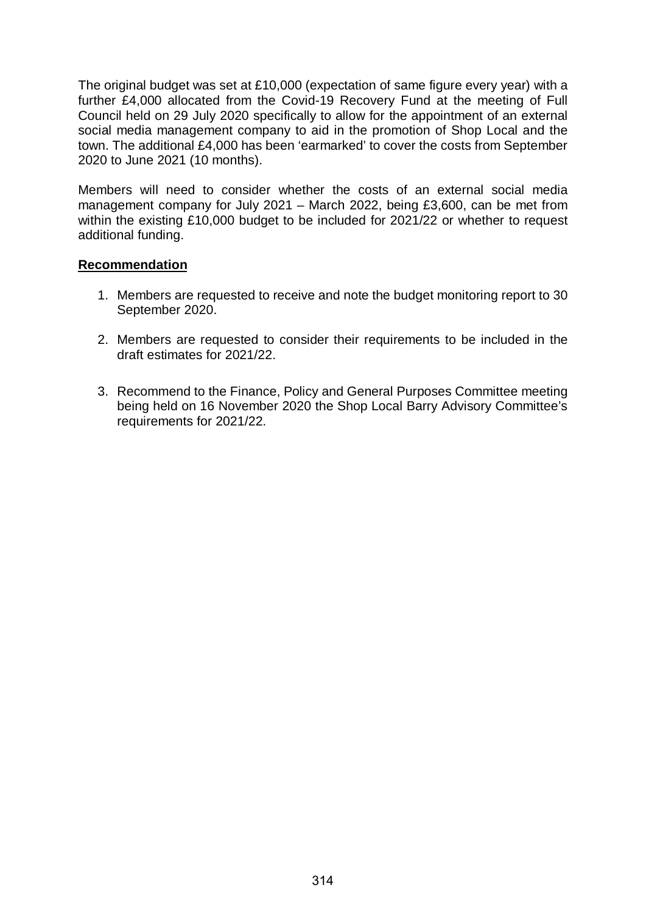The original budget was set at £10,000 (expectation of same figure every year) with a further £4,000 allocated from the Covid-19 Recovery Fund at the meeting of Full Council held on 29 July 2020 specifically to allow for the appointment of an external social media management company to aid in the promotion of Shop Local and the town. The additional £4,000 has been 'earmarked' to cover the costs from September 2020 to June 2021 (10 months).

Members will need to consider whether the costs of an external social media management company for July 2021 – March 2022, being £3,600, can be met from within the existing £10,000 budget to be included for 2021/22 or whether to request additional funding.

**<u>Recommendation</u>**

1. Members are requested to receive and note the budget monitoring report to 30 September 2020.

2. Members are requested to consider their requirements to be included in the draft estimates for 2021/22.

3. Recommend to the Finance, Policy and General Purposes Committee meeting being held on 16 November 2020 the Shop Local Barry Advisory Committee's requirements for 2021/22.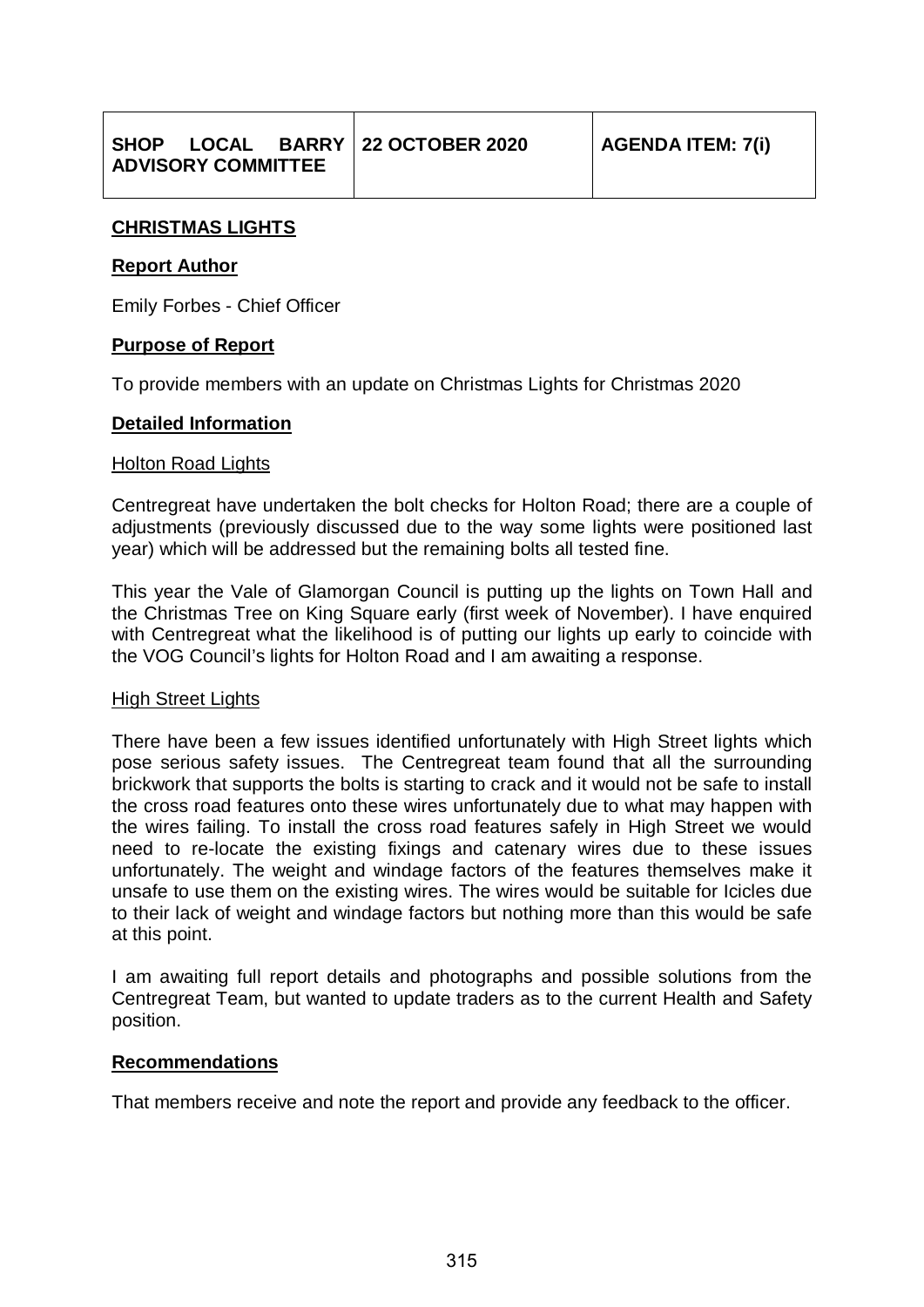| SHOP LOCAL BARRY ADVISORY COMMITTEE | 22 OCTOBER 2020 | AGENDA ITEM: 7(i) |
|---|---|---|

## CHRISTMAS LIGHTS

### Report Author

Emily Forbes - Chief Officer

### Purpose of Report

To provide members with an update on Christmas Lights for Christmas 2020

### Detailed Information

Holton Road Lights

Centregreat have undertaken the bolt checks for Holton Road; there are a couple of adjustments (previously discussed due to the way some lights were positioned last year) which will be addressed but the remaining bolts all tested fine.

This year the Vale of Glamorgan Council is putting up the lights on Town Hall and the Christmas Tree on King Square early (first week of November). I have enquired with Centregreat what the likelihood is of putting our lights up early to coincide with the VOG Council's lights for Holton Road and I am awaiting a response.

High Street Lights

There have been a few issues identified unfortunately with High Street lights which pose serious safety issues. The Centregreat team found that all the surrounding brickwork that supports the bolts is starting to crack and it would not be safe to install the cross road features onto these wires unfortunately due to what may happen with the wires failing. To install the cross road features safely in High Street we would need to re-locate the existing fixings and catenary wires due to these issues unfortunately. The weight and windage factors of the features themselves make it unsafe to use them on the existing wires. The wires would be suitable for Icicles due to their lack of weight and windage factors but nothing more than this would be safe at this point.

I am awaiting full report details and photographs and possible solutions from the Centregreat Team, but wanted to update traders as to the current Health and Safety position.

### Recommendations

That members receive and note the report and provide any feedback to the officer.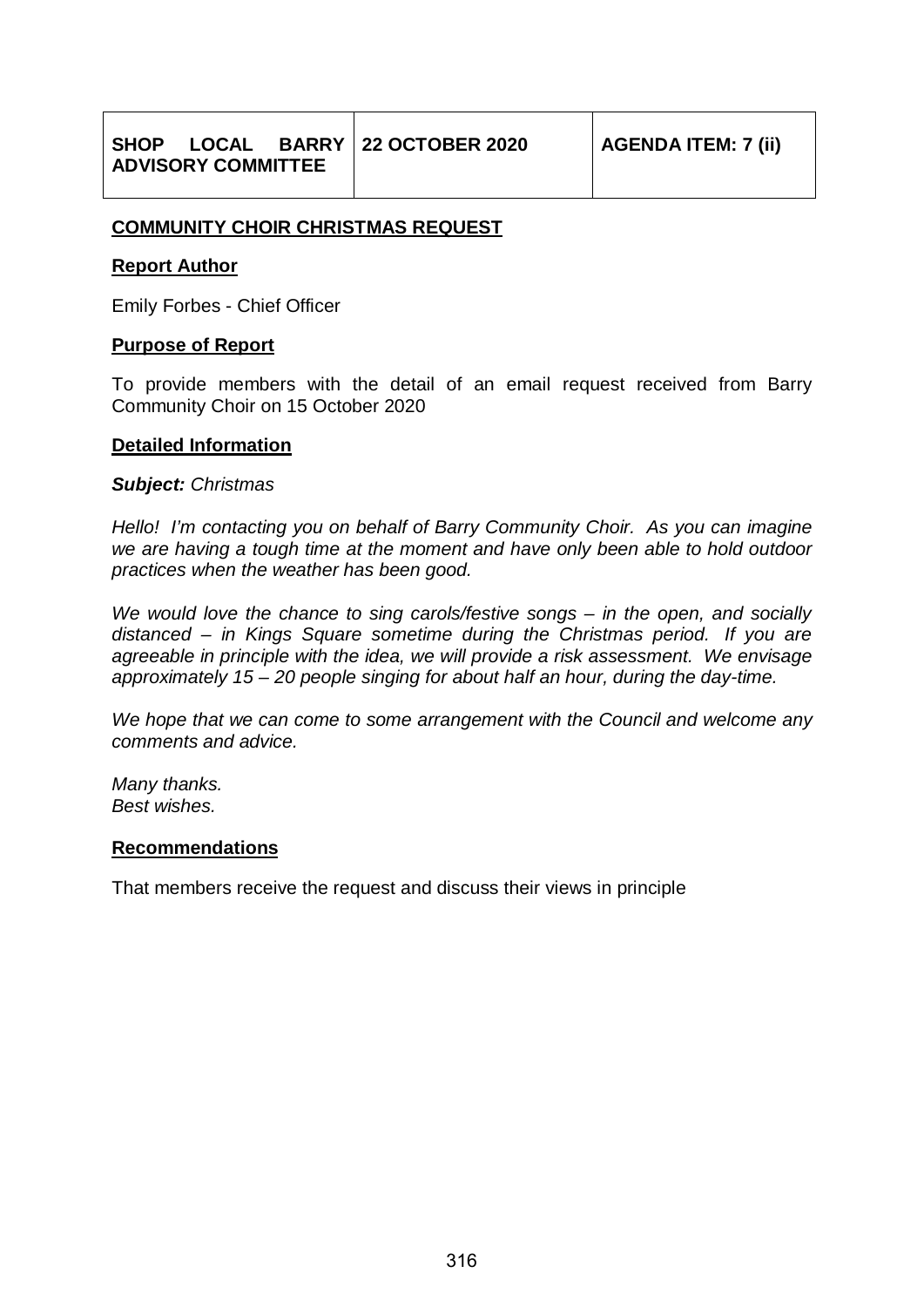| SHOP LOCAL BARRY ADVISORY COMMITTEE | 22 OCTOBER 2020 | AGENDA ITEM: 7 (ii) |
|---|---|---|

**COMMUNITY CHOIR CHRISTMAS REQUEST**

**Report Author**

Emily Forbes - Chief Officer

**Purpose of Report**

To provide members with the detail of an email request received from Barry Community Choir on 15 October 2020

**Detailed Information**

***Subject:*** *Christmas*

*Hello! I'm contacting you on behalf of Barry Community Choir. As you can imagine we are having a tough time at the moment and have only been able to hold outdoor practices when the weather has been good.*

*We would love the chance to sing carols/festive songs – in the open, and socially distanced – in Kings Square sometime during the Christmas period. If you are agreeable in principle with the idea, we will provide a risk assessment. We envisage approximately 15 – 20 people singing for about half an hour, during the day-time.*

*We hope that we can come to some arrangement with the Council and welcome any comments and advice.*

*Many thanks.*
*Best wishes.*

**Recommendations**

That members receive the request and discuss their views in principle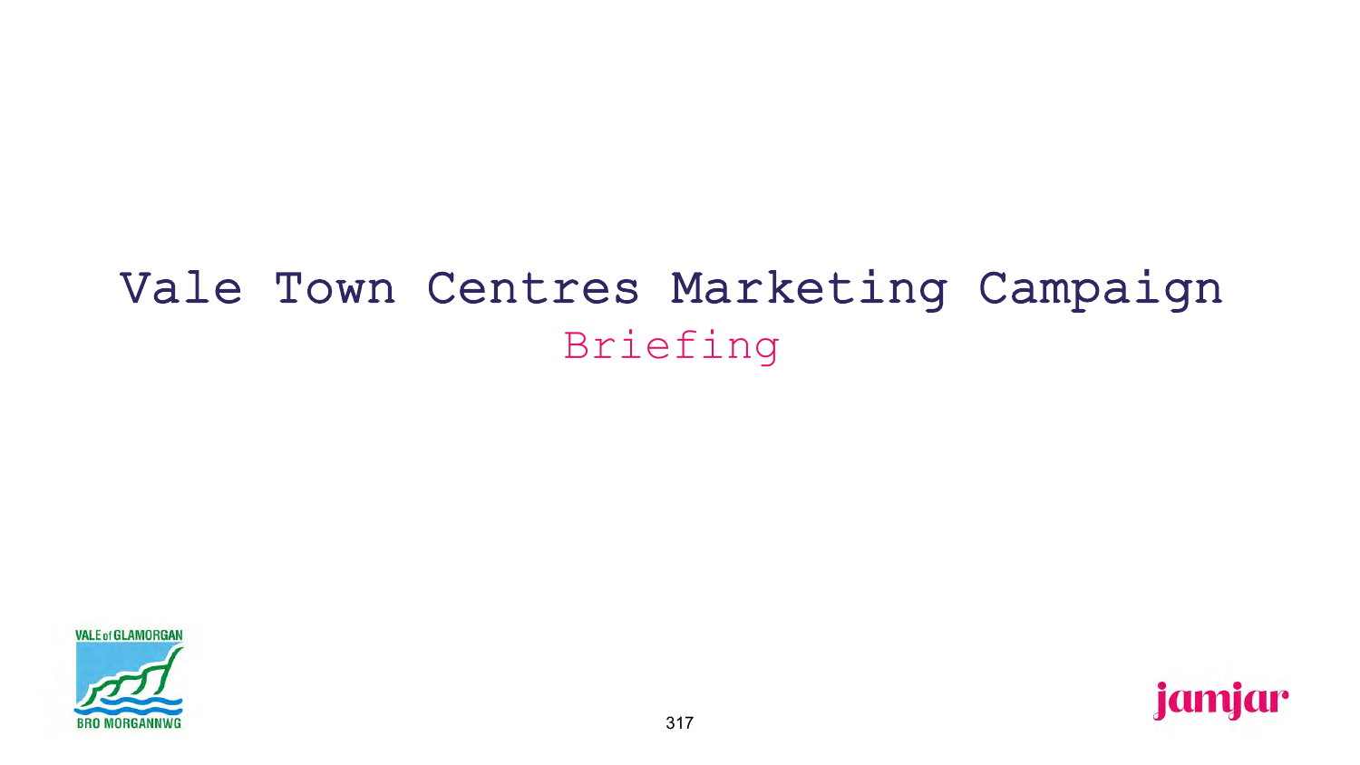# Vale Town Centres Marketing Campaign

## Briefing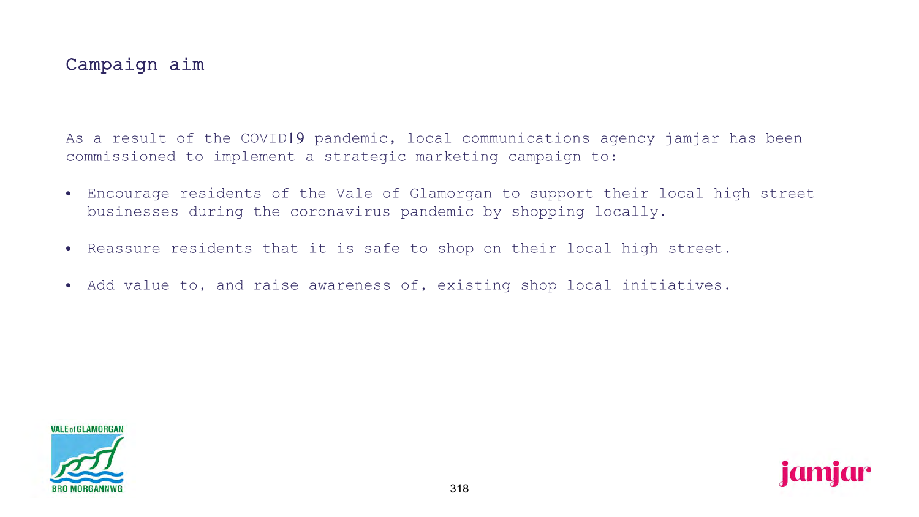## Campaign aim

As a result of the COVID19 pandemic, local communications agency jamjar has been commissioned to implement a strategic marketing campaign to:

- Encourage residents of the Vale of Glamorgan to support their local high street businesses during the coronavirus pandemic by shopping locally.
- Reassure residents that it is safe to shop on their local high street.
- Add value to, and raise awareness of, existing shop local initiatives.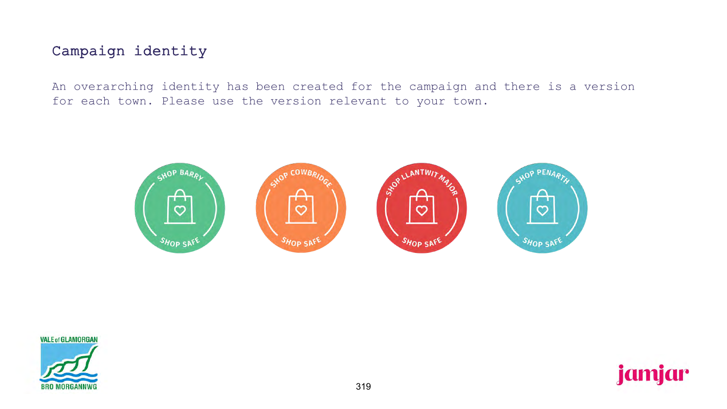# Campaign identity

An overarching identity has been created for the campaign and there is a version for each town. Please use the version relevant to your town.

SHOP BARRY
SHOP SAFE

SHOP COWBRIDGE
SHOP SAFE

SHOP LLANTWIT MAJOR
SHOP SAFE

SHOP PENARTH
SHOP SAFE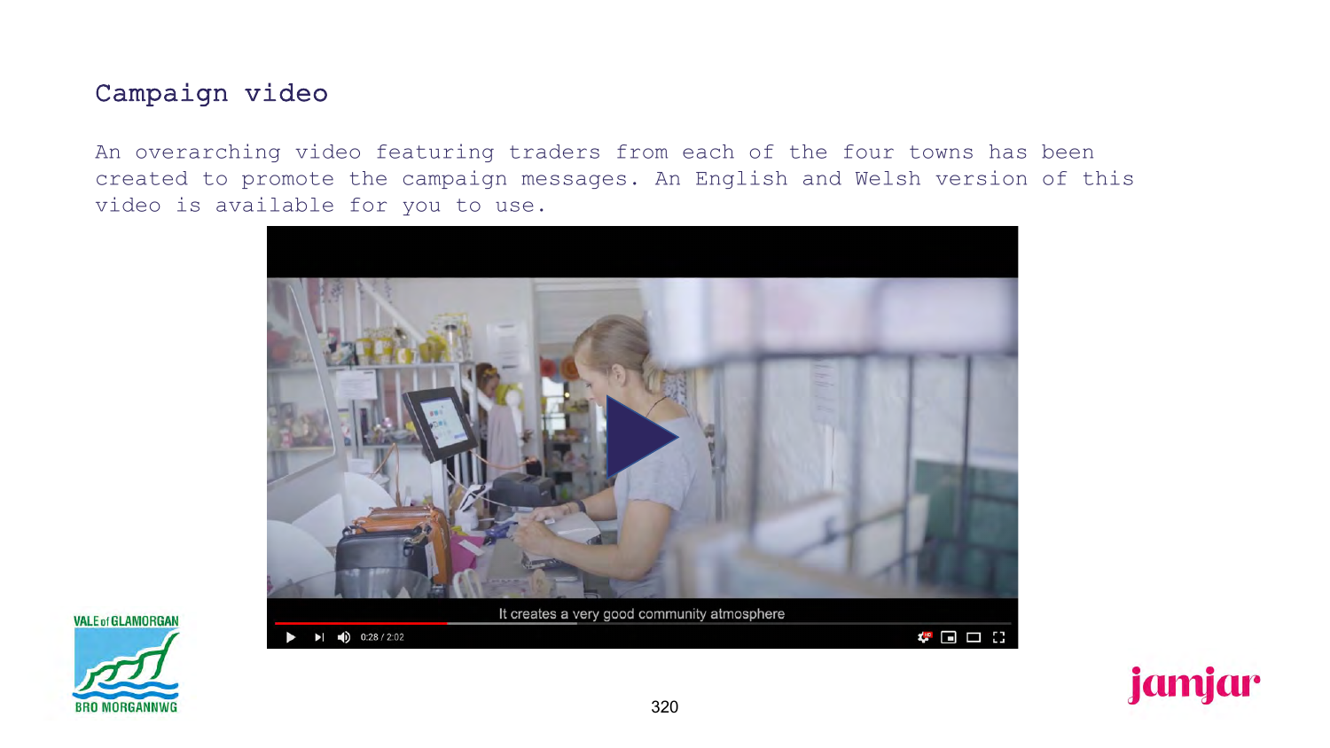## Campaign video

An overarching video featuring traders from each of the four towns has been created to promote the campaign messages. An English and Welsh version of this video is available for you to use.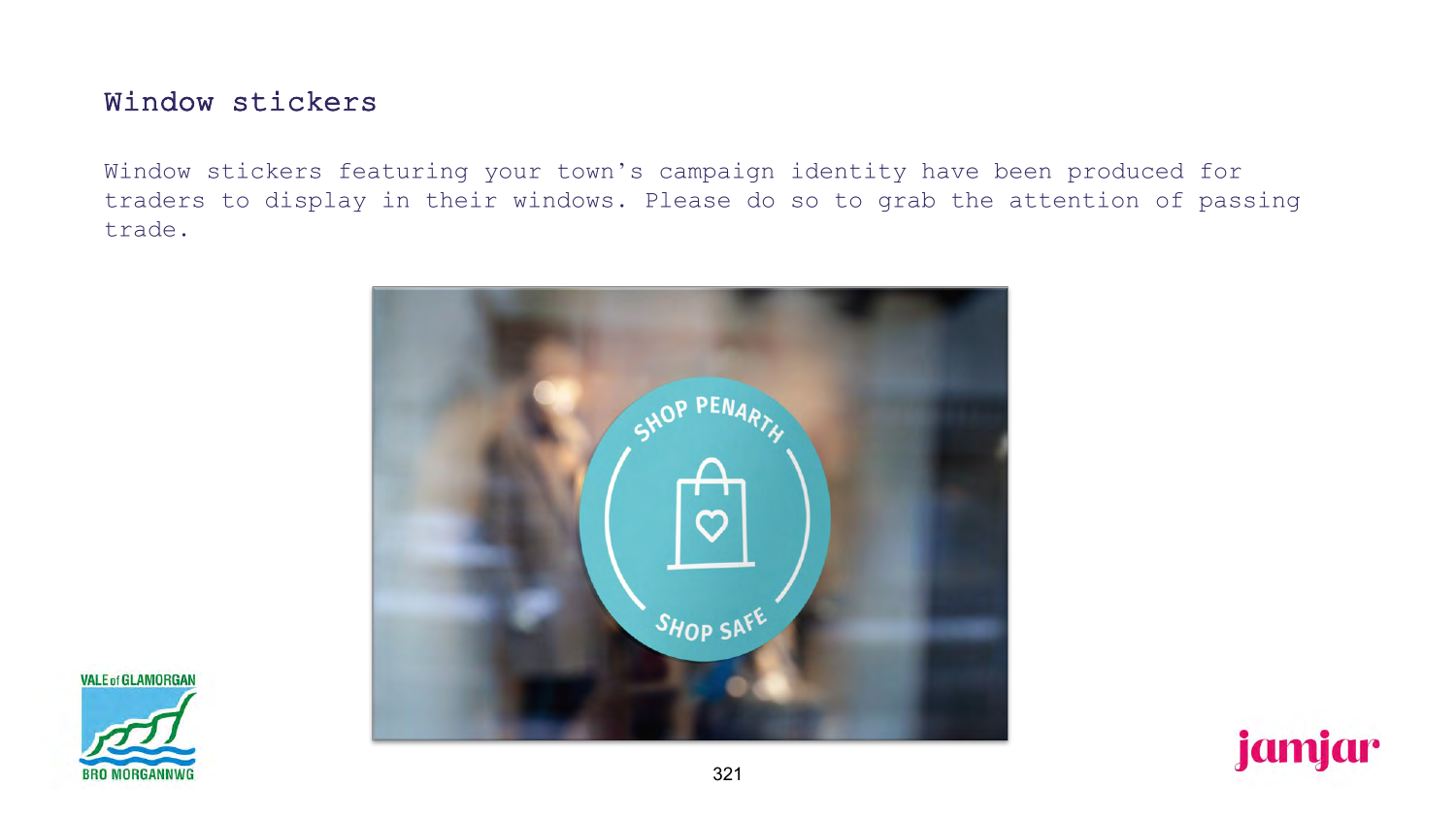## Window stickers

Window stickers featuring your town's campaign identity have been produced for traders to display in their windows. Please do so to grab the attention of passing trade.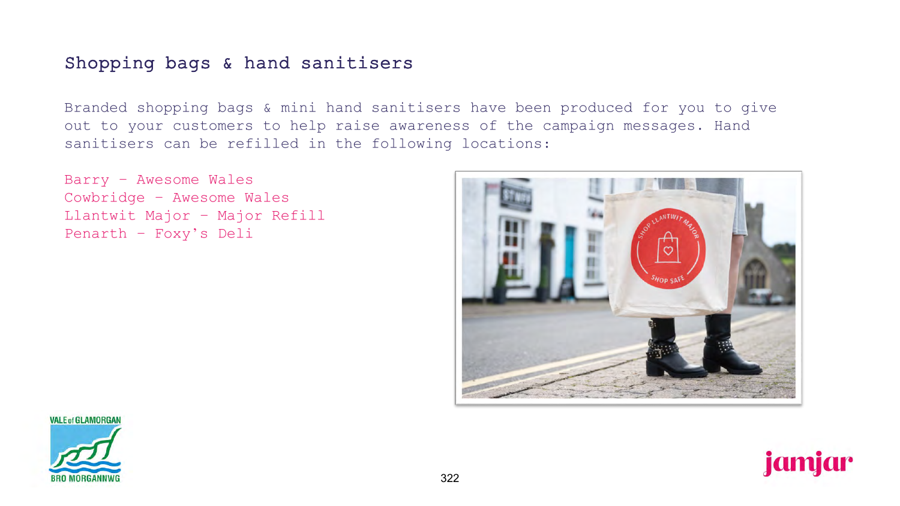## Shopping bags & hand sanitisers

Branded shopping bags & mini hand sanitisers have been produced for you to give out to your customers to help raise awareness of the campaign messages. Hand sanitisers can be refilled in the following locations:

Barry – Awesome Wales
Cowbridge – Awesome Wales
Llantwit Major – Major Refill
Penarth – Foxy's Deli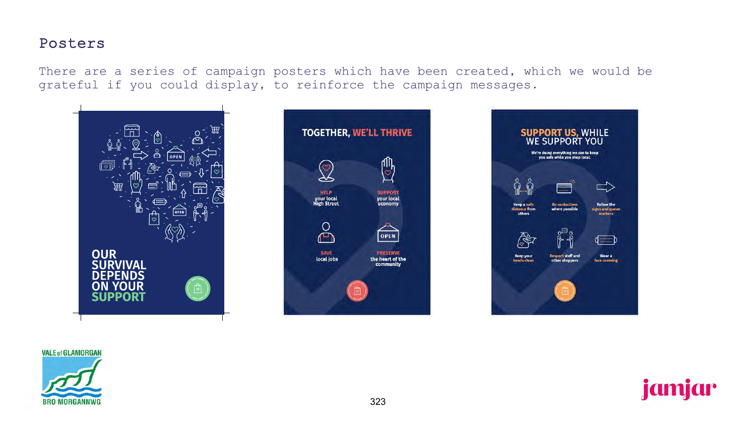# Posters

There are a series of campaign posters which have been created, which we would be grateful if you could display, to reinforce the campaign messages.

OUR SURVIVAL DEPENDS ON YOUR SUPPORT

TOGETHER, WE'LL THRIVE

HELP your local High Street

SUPPORT your local economy

SAVE local jobs

PRESERVE the heart of the community

SUPPORT US, WHILE WE SUPPORT YOU

We're doing everything we can to keep you safe while you shop local.

Keep a safe distance from others

Go contactless where possible

Follow the signs and queue markers

Keep your hands clean

Respect staff and other shoppers

Wear a face covering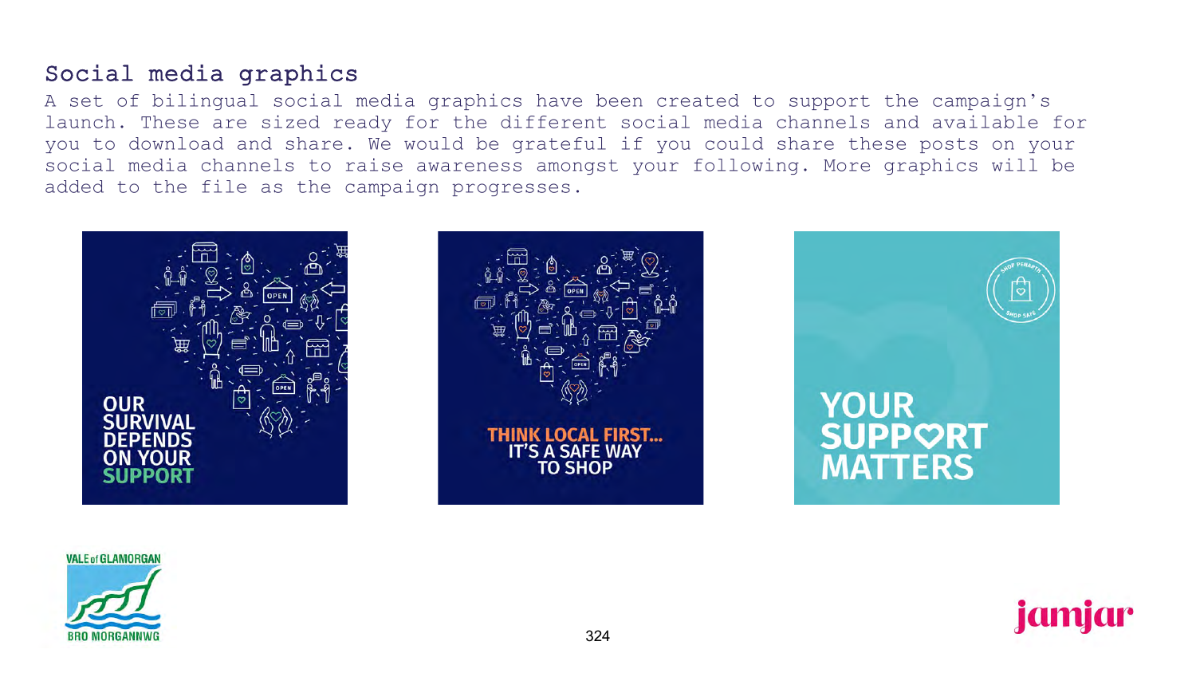## Social media graphics

A set of bilingual social media graphics have been created to support the campaign's launch. These are sized ready for the different social media channels and available for you to download and share. We would be grateful if you could share these posts on your social media channels to raise awareness amongst your following. More graphics will be added to the file as the campaign progresses.

OUR SURVIVAL DEPENDS ON YOUR SUPPORT

THINK LOCAL FIRST... IT'S A SAFE WAY TO SHOP

YOUR SUPPORT MATTERS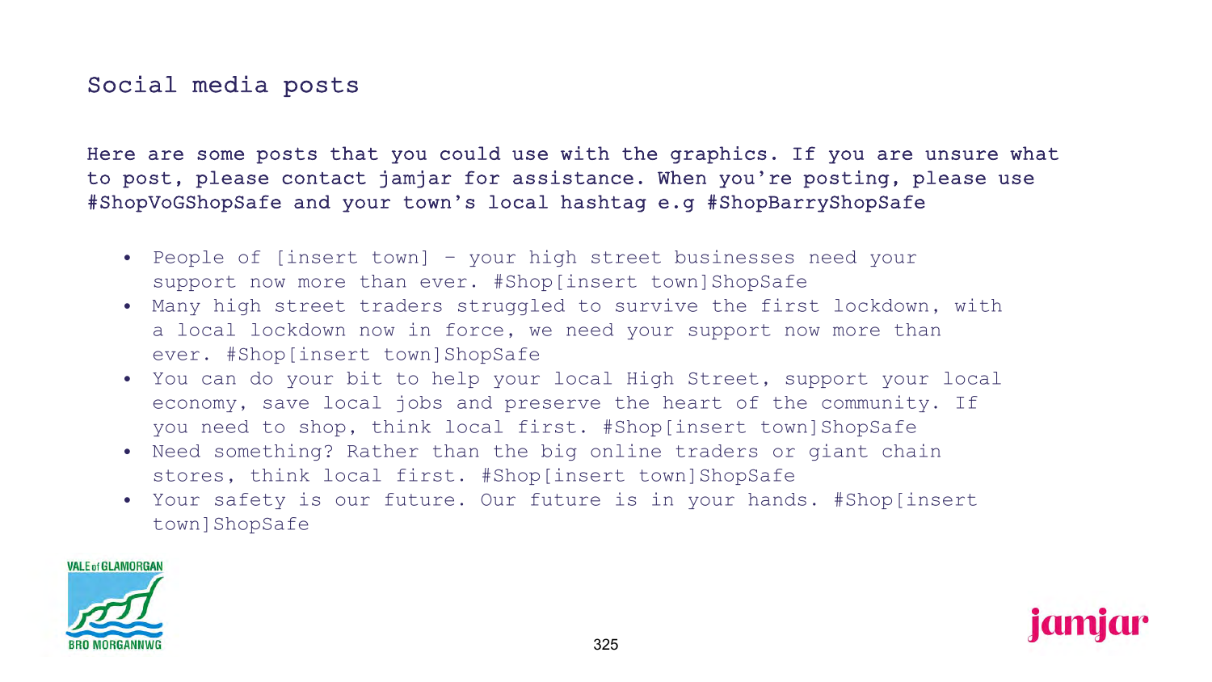## Social media posts

Here are some posts that you could use with the graphics. If you are unsure what to post, please contact jamjar for assistance. When you're posting, please use #ShopVoGShopSafe and your town's local hashtag e.g #ShopBarryShopSafe

- People of [insert town] – your high street businesses need your support now more than ever. #Shop[insert town]ShopSafe
- Many high street traders struggled to survive the first lockdown, with a local lockdown now in force, we need your support now more than ever. #Shop[insert town]ShopSafe
- You can do your bit to help your local High Street, support your local economy, save local jobs and preserve the heart of the community. If you need to shop, think local first. #Shop[insert town]ShopSafe
- Need something? Rather than the big online traders or giant chain stores, think local first. #Shop[insert town]ShopSafe
- Your safety is our future. Our future is in your hands. #Shop[insert town]ShopSafe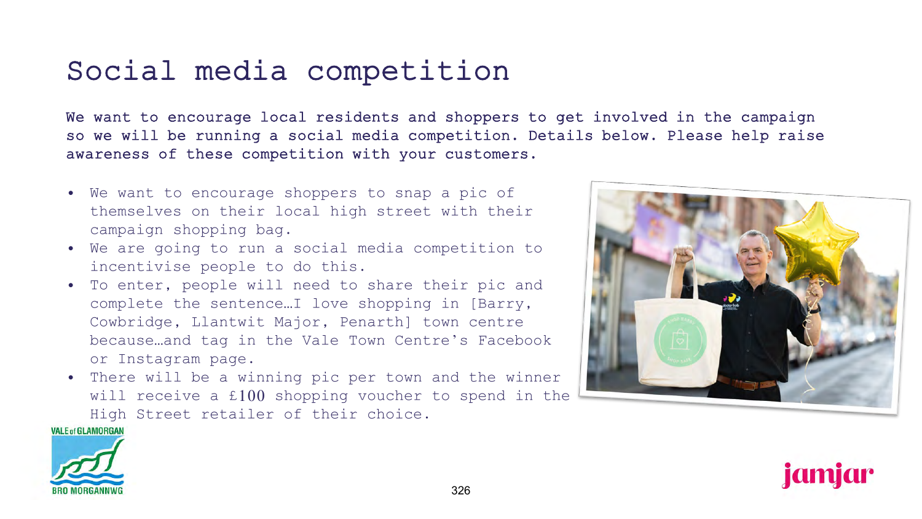# Social media competition

We want to encourage local residents and shoppers to get involved in the campaign so we will be running a social media competition. Details below. Please help raise awareness of these competition with your customers.

- We want to encourage shoppers to snap a pic of themselves on their local high street with their campaign shopping bag.
- We are going to run a social media competition to incentivise people to do this.
- To enter, people will need to share their pic and complete the sentence…I love shopping in [Barry, Cowbridge, Llantwit Major, Penarth] town centre because…and tag in the Vale Town Centre's Facebook or Instagram page.
- There will be a winning pic per town and the winner will receive a £100 shopping voucher to spend in the High Street retailer of their choice.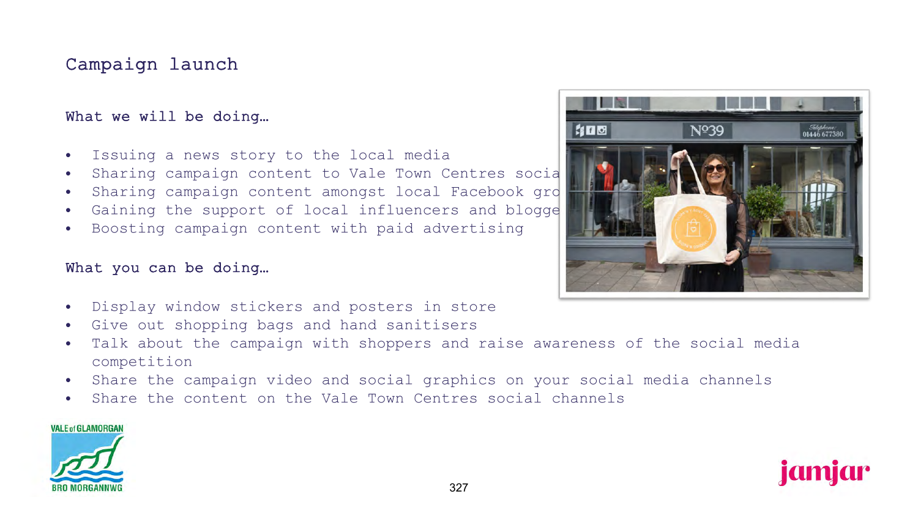## Campaign launch

### What we will be doing…

- Issuing a news story to the local media
- Sharing campaign content to Vale Town Centres socia
- Sharing campaign content amongst local Facebook gro
- Gaining the support of local influencers and blogge
- Boosting campaign content with paid advertising

### What you can be doing…

- Display window stickers and posters in store
- Give out shopping bags and hand sanitisers
- Talk about the campaign with shoppers and raise awareness of the social media competition
- Share the campaign video and social graphics on your social media channels
- Share the content on the Vale Town Centres social channels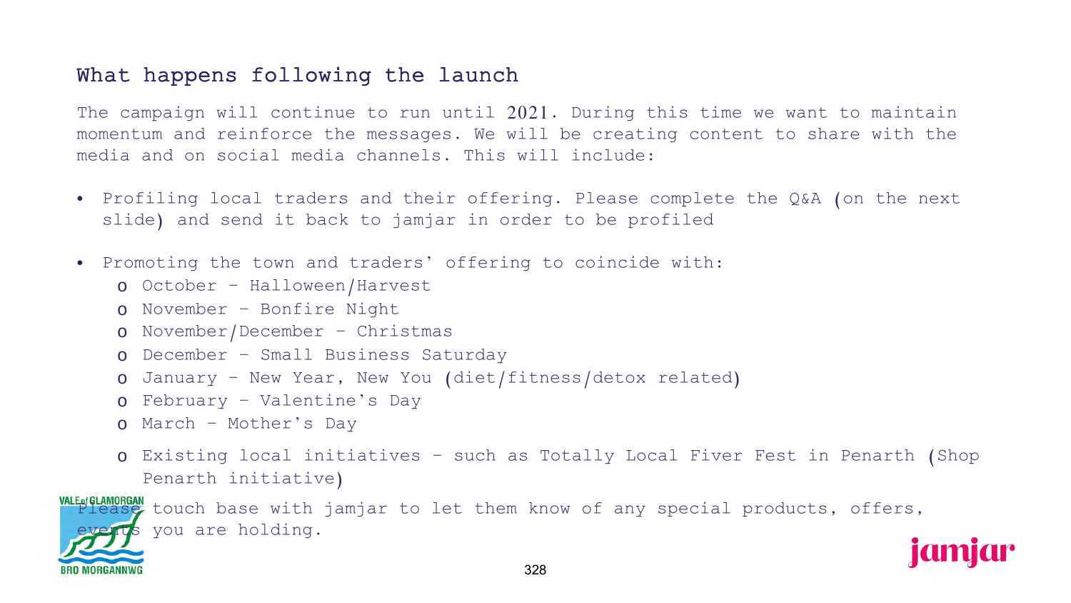## What happens following the launch

The campaign will continue to run until 2021. During this time we want to maintain momentum and reinforce the messages. We will be creating content to share with the media and on social media channels. This will include:

- Profiling local traders and their offering. Please complete the Q&A (on the next slide) and send it back to jamjar in order to be profiled
- Promoting the town and traders' offering to coincide with:
  - October – Halloween/Harvest
  - November – Bonfire Night
  - November/December – Christmas
  - December – Small Business Saturday
  - January – New Year, New You (diet/fitness/detox related)
  - February – Valentine's Day
  - March – Mother's Day
  - Existing local initiatives – such as Totally Local Fiver Fest in Penarth (Shop Penarth initiative)

Please touch base with jamjar to let them know of any special products, offers, events you are holding.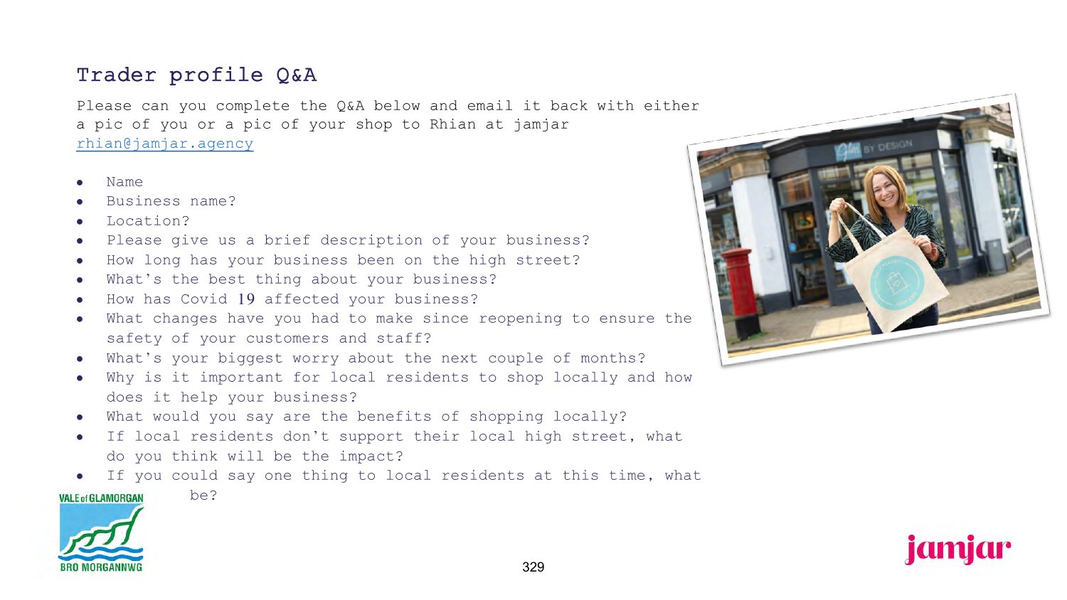# Trader profile Q&A

Please can you complete the Q&A below and email it back with either a pic of you or a pic of your shop to Rhian at jamjar rhian@jamjar.agency

- Name
- Business name?
- Location?
- Please give us a brief description of your business?
- How long has your business been on the high street?
- What's the best thing about your business?
- How has Covid 19 affected your business?
- What changes have you had to make since reopening to ensure the safety of your customers and staff?
- What's your biggest worry about the next couple of months?
- Why is it important for local residents to shop locally and how does it help your business?
- What would you say are the benefits of shopping locally?
- If local residents don't support their local high street, what do you think will be the impact?
- If you could say one thing to local residents at this time, what be?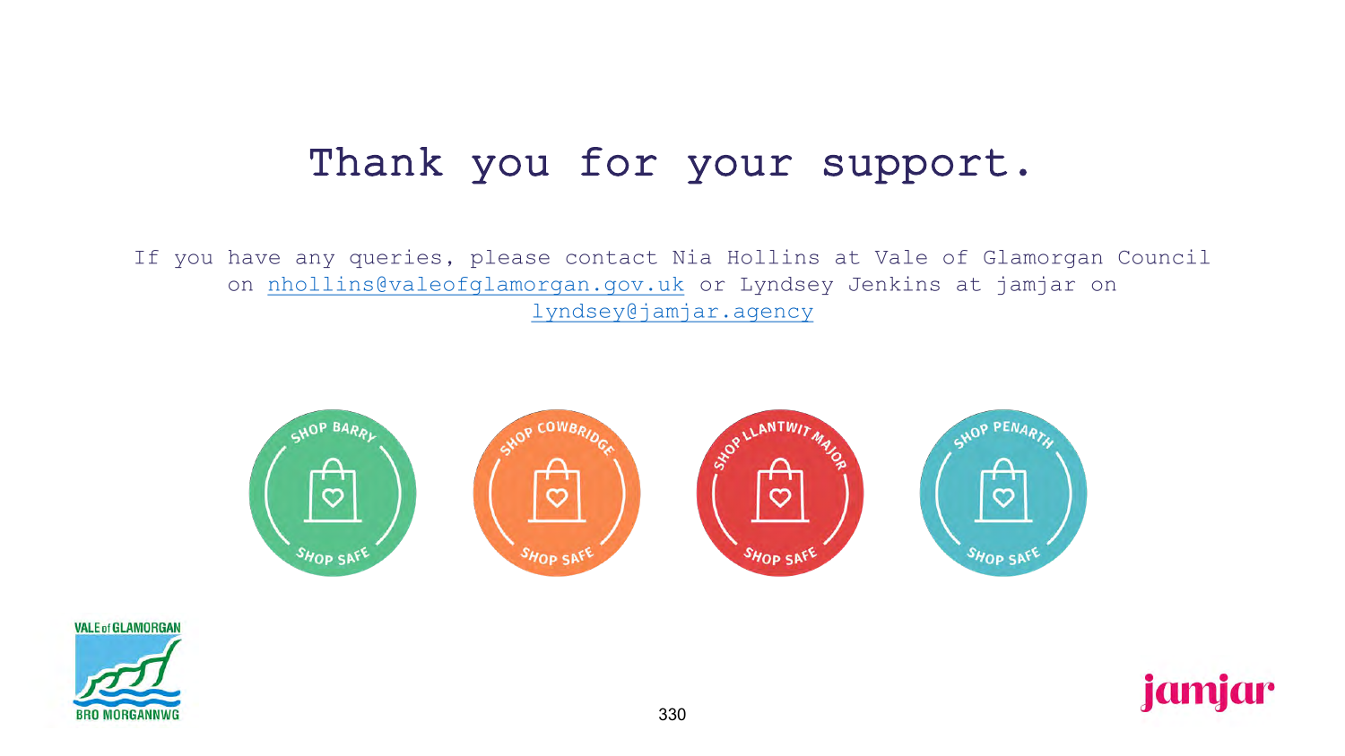# Thank you for your support.

If you have any queries, please contact Nia Hollins at Vale of Glamorgan Council on nhollins@valeofglamorgan.gov.uk or Lyndsey Jenkins at jamjar on lyndsey@jamjar.agency

SHOP BARRY SHOP SAFE

SHOP COWBRIDGE SHOP SAFE

SHOP LLANTWIT MAJOR SHOP SAFE

SHOP PENARTH SHOP SAFE

VALE of GLAMORGAN BRO MORGANNWG

jamjar